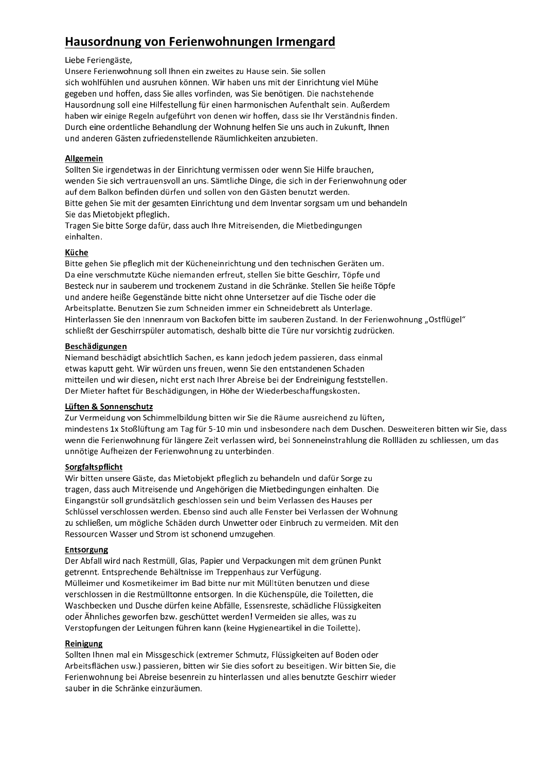# Hausordnung von Ferienwohnungen Irmengard

Liebe Feriengäste,
Unsere Ferienwohnung soll Ihnen ein zweites zu Hause sein. Sie sollen sich wohlfühlen und ausruhen können. Wir haben uns mit der Einrichtung viel Mühe gegeben und hoffen, dass Sie alles vorfinden, was Sie benötigen. Die nachstehende Hausordnung soll eine Hilfestellung für einen harmonischen Aufenthalt sein. Außerdem haben wir einige Regeln aufgeführt von denen wir hoffen, dass sie Ihr Verständnis finden. Durch eine ordentliche Behandlung der Wohnung helfen Sie uns auch in Zukunft, Ihnen und anderen Gästen zufriedenstellende Räumlichkeiten anzubieten.

## Allgemein

Sollten Sie irgendetwas in der Einrichtung vermissen oder wenn Sie Hilfe brauchen, wenden Sie sich vertrauensvoll an uns. Sämtliche Dinge, die sich in der Ferienwohnung oder auf dem Balkon befinden dürfen und sollen von den Gästen benutzt werden.
Bitte gehen Sie mit der gesamten Einrichtung und dem Inventar sorgsam um und behandeln Sie das Mietobjekt pfleglich.
Tragen Sie bitte Sorge dafür, dass auch Ihre Mitreisenden, die Mietbedingungen einhalten.

## Küche

Bitte gehen Sie pfleglich mit der Kücheneinrichtung und den technischen Geräten um. Da eine verschmutzte Küche niemanden erfreut, stellen Sie bitte Geschirr, Töpfe und Besteck nur in sauberem und trockenem Zustand in die Schränke. Stellen Sie heiße Töpfe und andere heiße Gegenstände bitte nicht ohne Untersetzer auf die Tische oder die Arbeitsplatte. Benutzen Sie zum Schneiden immer ein Schneidebrett als Unterlage. Hinterlassen Sie den Innenraum von Backofen bitte im sauberen Zustand. In der Ferienwohnung „Ostflügel" schließt der Geschirrspüler automatisch, deshalb bitte die Türe nur vorsichtig zudrücken.

## Beschädigungen

Niemand beschädigt absichtlich Sachen, es kann jedoch jedem passieren, dass einmal etwas kaputt geht. Wir würden uns freuen, wenn Sie den entstandenen Schaden mitteilen und wir diesen, nicht erst nach Ihrer Abreise bei der Endreinigung feststellen. Der Mieter haftet für Beschädigungen, in Höhe der Wiederbeschaffungskosten.

## Lüften & Sonnenschutz

Zur Vermeidung von Schimmelbildung bitten wir Sie die Räume ausreichend zu lüften, mindestens 1x Stoßlüftung am Tag für 5-10 min und insbesondere nach dem Duschen. Desweiteren bitten wir Sie, dass wenn die Ferienwohnung für längere Zeit verlassen wird, bei Sonneneinstrahlung die Rollläden zu schliessen, um das unnötige Aufheizen der Ferienwohnung zu unterbinden.

## Sorgfaltspflicht

Wir bitten unsere Gäste, das Mietobjekt pfleglich zu behandeln und dafür Sorge zu tragen, dass auch Mitreisende und Angehörigen die Mietbedingungen einhalten. Die Eingangstür soll grundsätzlich geschlossen sein und beim Verlassen des Hauses per Schlüssel verschlossen werden. Ebenso sind auch alle Fenster bei Verlassen der Wohnung zu schließen, um mögliche Schäden durch Unwetter oder Einbruch zu vermeiden. Mit den Ressourcen Wasser und Strom ist schonend umzugehen.

## Entsorgung

Der Abfall wird nach Restmüll, Glas, Papier und Verpackungen mit dem grünen Punkt getrennt. Entsprechende Behältnisse im Treppenhaus zur Verfügung.
Mülleimer und Kosmetikeimer im Bad bitte nur mit Mülltüten benutzen und diese verschlossen in die Restmülltonne entsorgen. In die Küchenspüle, die Toiletten, die Waschbecken und Dusche dürfen keine Abfälle, Essensreste, schädliche Flüssigkeiten oder Ähnliches geworfen bzw. geschüttet werden! Vermeiden sie alles, was zu Verstopfungen der Leitungen führen kann (keine Hygieneartikel in die Toilette).

## Reinigung

Sollten Ihnen mal ein Missgeschick (extremer Schmutz, Flüssigkeiten auf Boden oder Arbeitsflächen usw.) passieren, bitten wir Sie dies sofort zu beseitigen. Wir bitten Sie, die Ferienwohnung bei Abreise besenrein zu hinterlassen und alles benutzte Geschirr wieder sauber in die Schränke einzuräumen.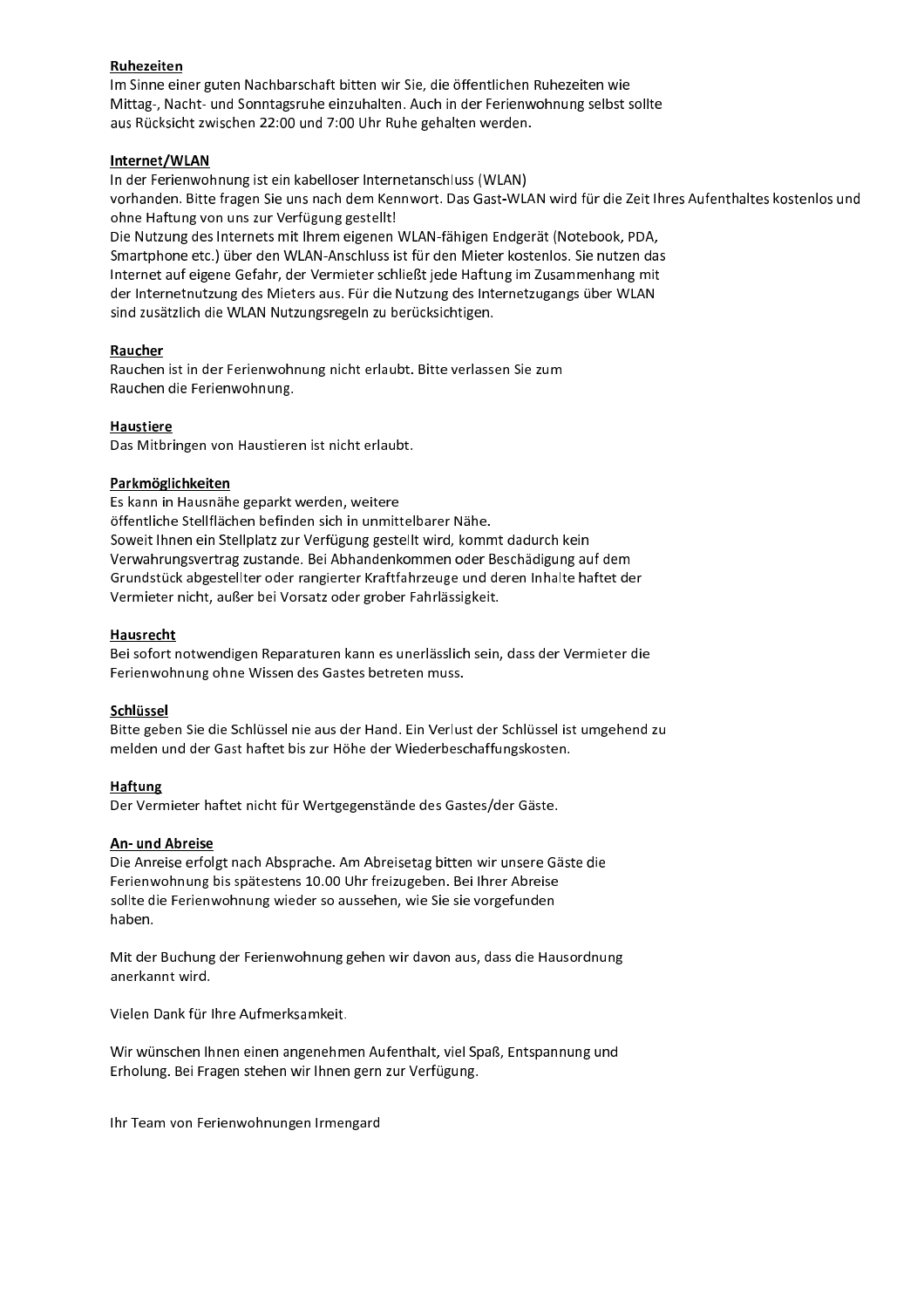**Ruhezeiten**
Im Sinne einer guten Nachbarschaft bitten wir Sie, die öffentlichen Ruhezeiten wie Mittag-, Nacht- und Sonntagsruhe einzuhalten. Auch in der Ferienwohnung selbst sollte aus Rücksicht zwischen 22:00 und 7:00 Uhr Ruhe gehalten werden.

**Internet/WLAN**
In der Ferienwohnung ist ein kabelloser Internetanschluss (WLAN) vorhanden. Bitte fragen Sie uns nach dem Kennwort. Das Gast-WLAN wird für die Zeit Ihres Aufenthaltes kostenlos und ohne Haftung von uns zur Verfügung gestellt!
Die Nutzung des Internets mit Ihrem eigenen WLAN-fähigen Endgerät (Notebook, PDA, Smartphone etc.) über den WLAN-Anschluss ist für den Mieter kostenlos. Sie nutzen das Internet auf eigene Gefahr, der Vermieter schließt jede Haftung im Zusammenhang mit der Internetnutzung des Mieters aus. Für die Nutzung des Internetzugangs über WLAN sind zusätzlich die WLAN Nutzungsregeln zu berücksichtigen.

**Raucher**
Rauchen ist in der Ferienwohnung nicht erlaubt. Bitte verlassen Sie zum Rauchen die Ferienwohnung.

**Haustiere**
Das Mitbringen von Haustieren ist nicht erlaubt.

**Parkmöglichkeiten**
Es kann in Hausnähe geparkt werden, weitere öffentliche Stellflächen befinden sich in unmittelbarer Nähe.
Soweit Ihnen ein Stellplatz zur Verfügung gestellt wird, kommt dadurch kein Verwahrungsvertrag zustande. Bei Abhandenkommen oder Beschädigung auf dem Grundstück abgestellter oder rangierter Kraftfahrzeuge und deren Inhalte haftet der Vermieter nicht, außer bei Vorsatz oder grober Fahrlässigkeit.

**Hausrecht**
Bei sofort notwendigen Reparaturen kann es unerlässlich sein, dass der Vermieter die Ferienwohnung ohne Wissen des Gastes betreten muss.

**Schlüssel**
Bitte geben Sie die Schlüssel nie aus der Hand. Ein Verlust der Schlüssel ist umgehend zu melden und der Gast haftet bis zur Höhe der Wiederbeschaffungskosten.

**Haftung**
Der Vermieter haftet nicht für Wertgegenstände des Gastes/der Gäste.

**An- und Abreise**
Die Anreise erfolgt nach Absprache. Am Abreisetag bitten wir unsere Gäste die Ferienwohnung bis spätestens 10.00 Uhr freizugeben. Bei Ihrer Abreise sollte die Ferienwohnung wieder so aussehen, wie Sie sie vorgefunden haben.

Mit der Buchung der Ferienwohnung gehen wir davon aus, dass die Hausordnung anerkannt wird.

Vielen Dank für Ihre Aufmerksamkeit.

Wir wünschen Ihnen einen angenehmen Aufenthalt, viel Spaß, Entspannung und Erholung. Bei Fragen stehen wir Ihnen gern zur Verfügung.

Ihr Team von Ferienwohnungen Irmengard